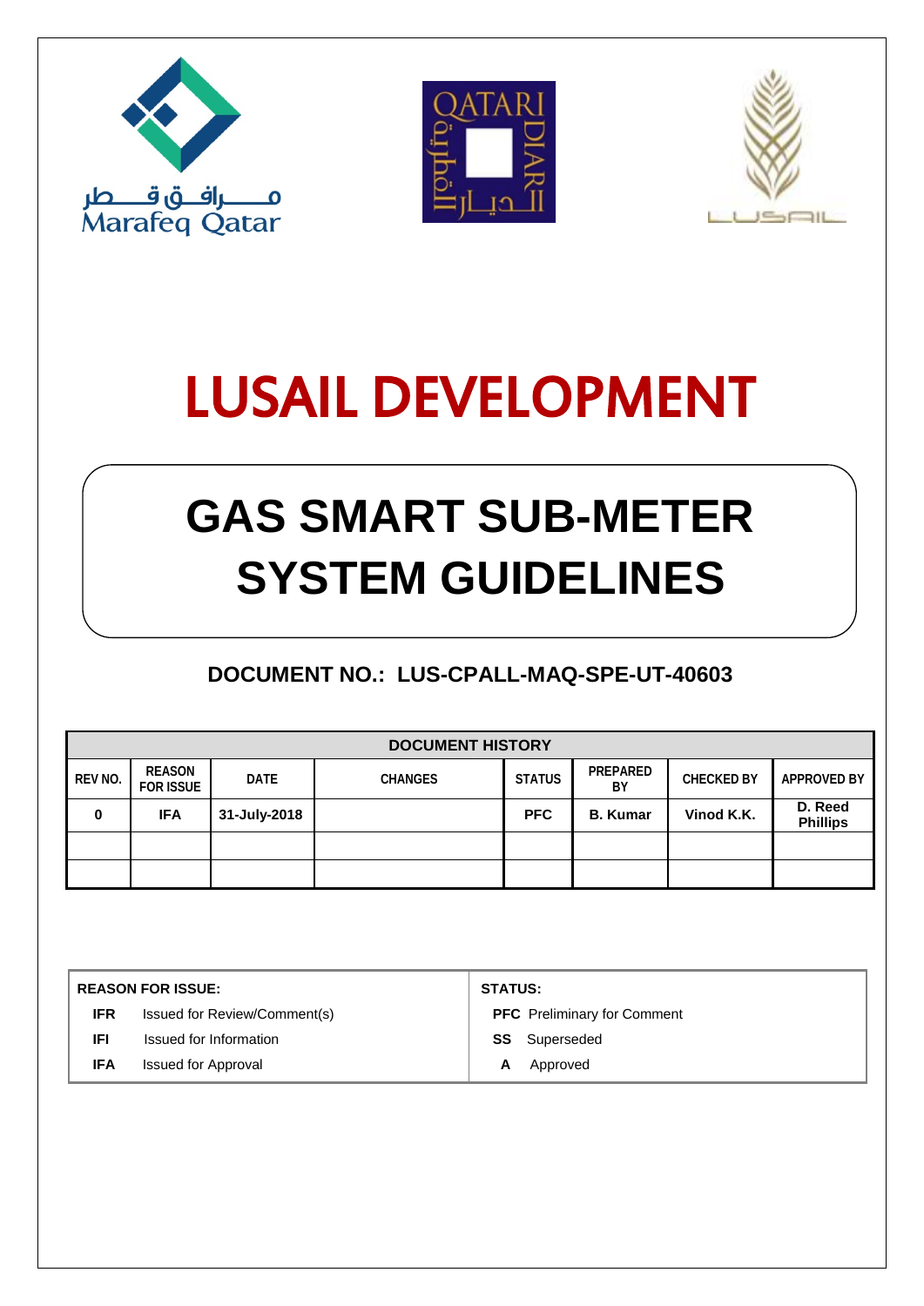Marafeq Qatar

QATARI DIAR

LUSAIL

# LUSAIL DEVELOPMENT

# GAS SMART SUB-METER SYSTEM GUIDELINES

## DOCUMENT NO.: LUS-CPALL-MAQ-SPE-UT-40603

| DOCUMENT HISTORY | | | | | | | |
|---|---|---|---|---|---|---|---|
| REV NO. | REASON FOR ISSUE | DATE | CHANGES | STATUS | PREPARED BY | CHECKED BY | APPROVED BY |
| **0** | **IFA** | **31-July-2018** | | **PFC** | **B. Kumar** | **Vinod K.K.** | **D. Reed Phillips** |
| | | | | | | | |
| | | | | | | | |

| REASON FOR ISSUE: | | STATUS: | |
|---|---|---|---|
| **IFR** | Issued for Review/Comment(s) | **PFC** | Preliminary for Comment |
| **IFI** | Issued for Information | **SS** | Superseded |
| **IFA** | Issued for Approval | **A** | Approved |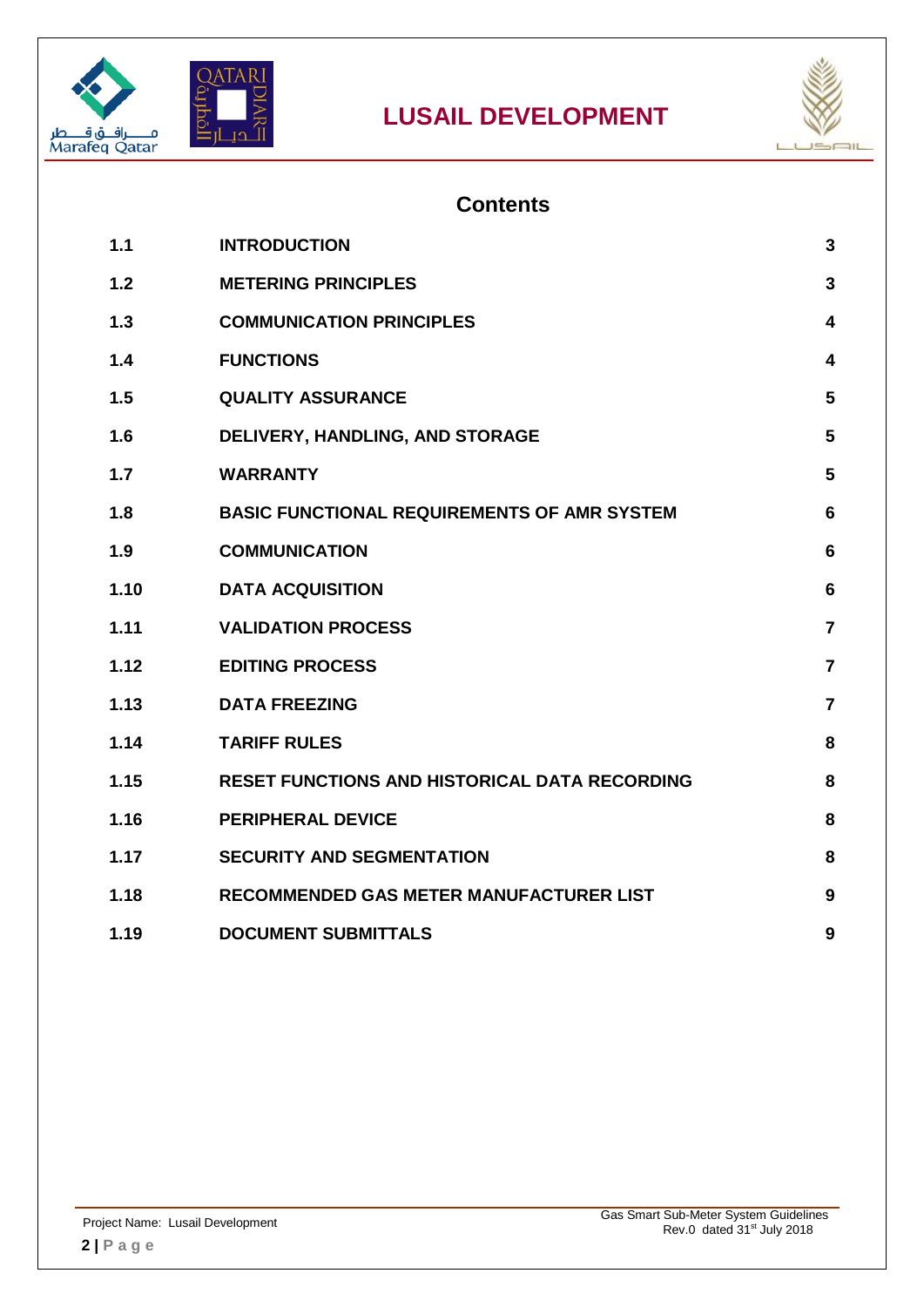## Contents

| | | |
|---|---|---|
| **1.1** | **INTRODUCTION** | **3** |
| **1.2** | **METERING PRINCIPLES** | **3** |
| **1.3** | **COMMUNICATION PRINCIPLES** | **4** |
| **1.4** | **FUNCTIONS** | **4** |
| **1.5** | **QUALITY ASSURANCE** | **5** |
| **1.6** | **DELIVERY, HANDLING, AND STORAGE** | **5** |
| **1.7** | **WARRANTY** | **5** |
| **1.8** | **BASIC FUNCTIONAL REQUIREMENTS OF AMR SYSTEM** | **6** |
| **1.9** | **COMMUNICATION** | **6** |
| **1.10** | **DATA ACQUISITION** | **6** |
| **1.11** | **VALIDATION PROCESS** | **7** |
| **1.12** | **EDITING PROCESS** | **7** |
| **1.13** | **DATA FREEZING** | **7** |
| **1.14** | **TARIFF RULES** | **8** |
| **1.15** | **RESET FUNCTIONS AND HISTORICAL DATA RECORDING** | **8** |
| **1.16** | **PERIPHERAL DEVICE** | **8** |
| **1.17** | **SECURITY AND SEGMENTATION** | **8** |
| **1.18** | **RECOMMENDED GAS METER MANUFACTURER LIST** | **9** |
| **1.19** | **DOCUMENT SUBMITTALS** | **9** |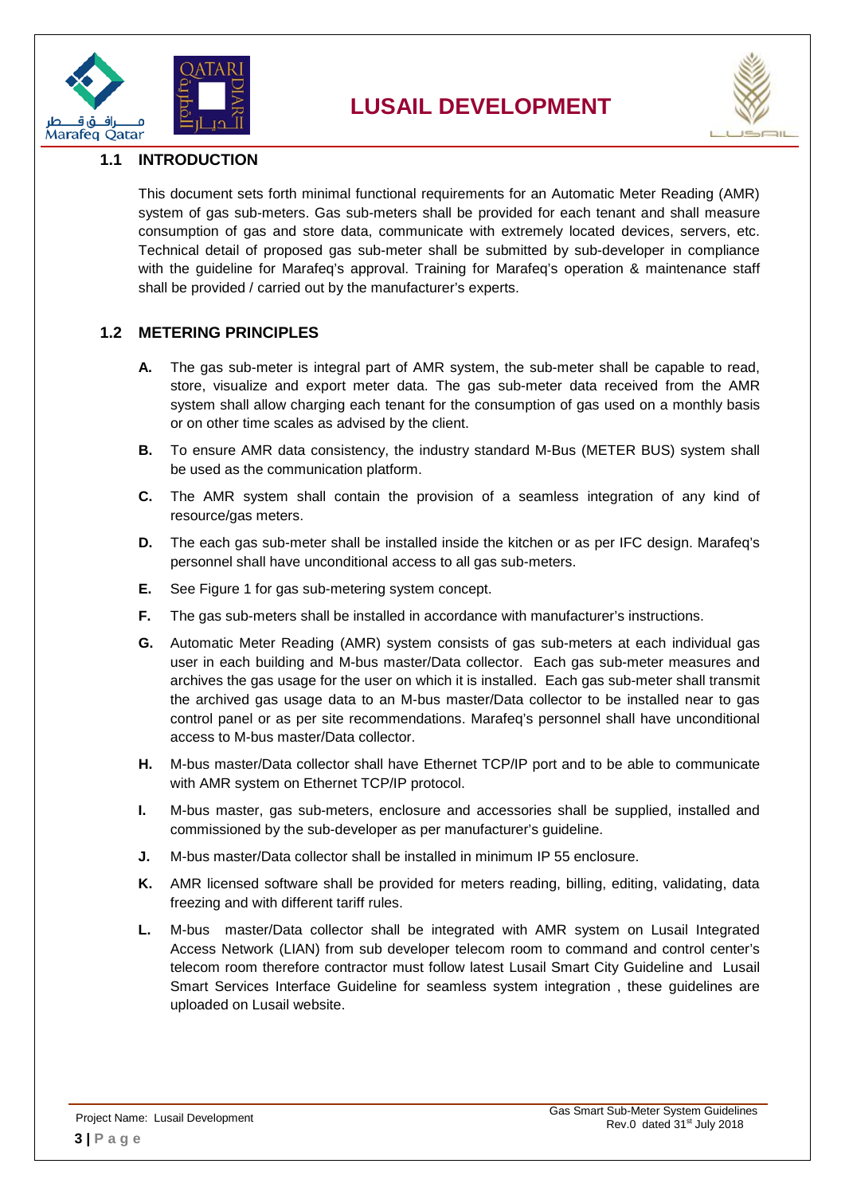## 1.1 INTRODUCTION

This document sets forth minimal functional requirements for an Automatic Meter Reading (AMR) system of gas sub-meters. Gas sub-meters shall be provided for each tenant and shall measure consumption of gas and store data, communicate with extremely located devices, servers, etc. Technical detail of proposed gas sub-meter shall be submitted by sub-developer in compliance with the guideline for Marafeq's approval. Training for Marafeq's operation & maintenance staff shall be provided / carried out by the manufacturer's experts.

## 1.2 METERING PRINCIPLES

**A.** The gas sub-meter is integral part of AMR system, the sub-meter shall be capable to read, store, visualize and export meter data. The gas sub-meter data received from the AMR system shall allow charging each tenant for the consumption of gas used on a monthly basis or on other time scales as advised by the client.

**B.** To ensure AMR data consistency, the industry standard M-Bus (METER BUS) system shall be used as the communication platform.

**C.** The AMR system shall contain the provision of a seamless integration of any kind of resource/gas meters.

**D.** The each gas sub-meter shall be installed inside the kitchen or as per IFC design. Marafeq's personnel shall have unconditional access to all gas sub-meters.

**E.** See Figure 1 for gas sub-metering system concept.

**F.** The gas sub-meters shall be installed in accordance with manufacturer's instructions.

**G.** Automatic Meter Reading (AMR) system consists of gas sub-meters at each individual gas user in each building and M-bus master/Data collector. Each gas sub-meter measures and archives the gas usage for the user on which it is installed. Each gas sub-meter shall transmit the archived gas usage data to an M-bus master/Data collector to be installed near to gas control panel or as per site recommendations. Marafeq's personnel shall have unconditional access to M-bus master/Data collector.

**H.** M-bus master/Data collector shall have Ethernet TCP/IP port and to be able to communicate with AMR system on Ethernet TCP/IP protocol.

**I.** M-bus master, gas sub-meters, enclosure and accessories shall be supplied, installed and commissioned by the sub-developer as per manufacturer's guideline.

**J.** M-bus master/Data collector shall be installed in minimum IP 55 enclosure.

**K.** AMR licensed software shall be provided for meters reading, billing, editing, validating, data freezing and with different tariff rules.

**L.** M-bus master/Data collector shall be integrated with AMR system on Lusail Integrated Access Network (LIAN) from sub developer telecom room to command and control center's telecom room therefore contractor must follow latest Lusail Smart City Guideline and Lusail Smart Services Interface Guideline for seamless system integration , these guidelines are uploaded on Lusail website.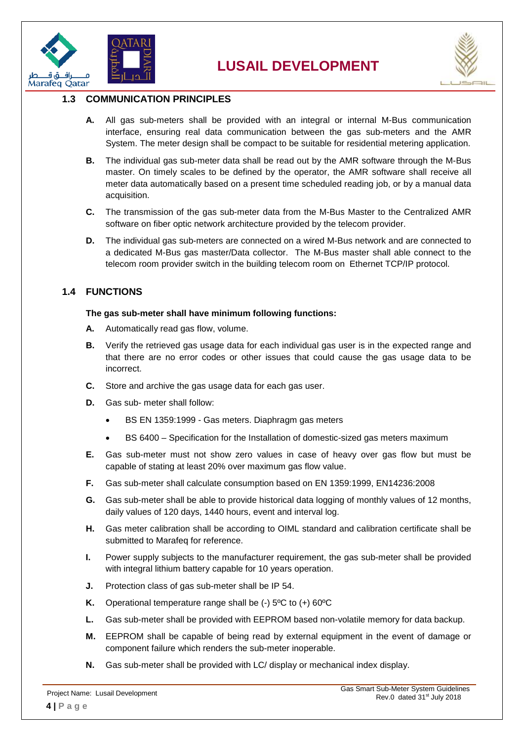## 1.3 COMMUNICATION PRINCIPLES

**A.** All gas sub-meters shall be provided with an integral or internal M-Bus communication interface, ensuring real data communication between the gas sub-meters and the AMR System. The meter design shall be compact to be suitable for residential metering application.

**B.** The individual gas sub-meter data shall be read out by the AMR software through the M-Bus master. On timely scales to be defined by the operator, the AMR software shall receive all meter data automatically based on a present time scheduled reading job, or by a manual data acquisition.

**C.** The transmission of the gas sub-meter data from the M-Bus Master to the Centralized AMR software on fiber optic network architecture provided by the telecom provider.

**D.** The individual gas sub-meters are connected on a wired M-Bus network and are connected to a dedicated M-Bus gas master/Data collector. The M-Bus master shall able connect to the telecom room provider switch in the building telecom room on Ethernet TCP/IP protocol.

## 1.4 FUNCTIONS

**The gas sub-meter shall have minimum following functions:**

**A.** Automatically read gas flow, volume.

**B.** Verify the retrieved gas usage data for each individual gas user is in the expected range and that there are no error codes or other issues that could cause the gas usage data to be incorrect.

**C.** Store and archive the gas usage data for each gas user.

**D.** Gas sub- meter shall follow:

- BS EN 1359:1999 - Gas meters. Diaphragm gas meters
- BS 6400 – Specification for the Installation of domestic-sized gas meters maximum

**E.** Gas sub-meter must not show zero values in case of heavy over gas flow but must be capable of stating at least 20% over maximum gas flow value.

**F.** Gas sub-meter shall calculate consumption based on EN 1359:1999, EN14236:2008

**G.** Gas sub-meter shall be able to provide historical data logging of monthly values of 12 months, daily values of 120 days, 1440 hours, event and interval log.

**H.** Gas meter calibration shall be according to OIML standard and calibration certificate shall be submitted to Marafeq for reference.

**I.** Power supply subjects to the manufacturer requirement, the gas sub-meter shall be provided with integral lithium battery capable for 10 years operation.

**J.** Protection class of gas sub-meter shall be IP 54.

**K.** Operational temperature range shall be (-) 5ºC to (+) 60ºC

**L.** Gas sub-meter shall be provided with EEPROM based non-volatile memory for data backup.

**M.** EEPROM shall be capable of being read by external equipment in the event of damage or component failure which renders the sub-meter inoperable.

**N.** Gas sub-meter shall be provided with LC/ display or mechanical index display.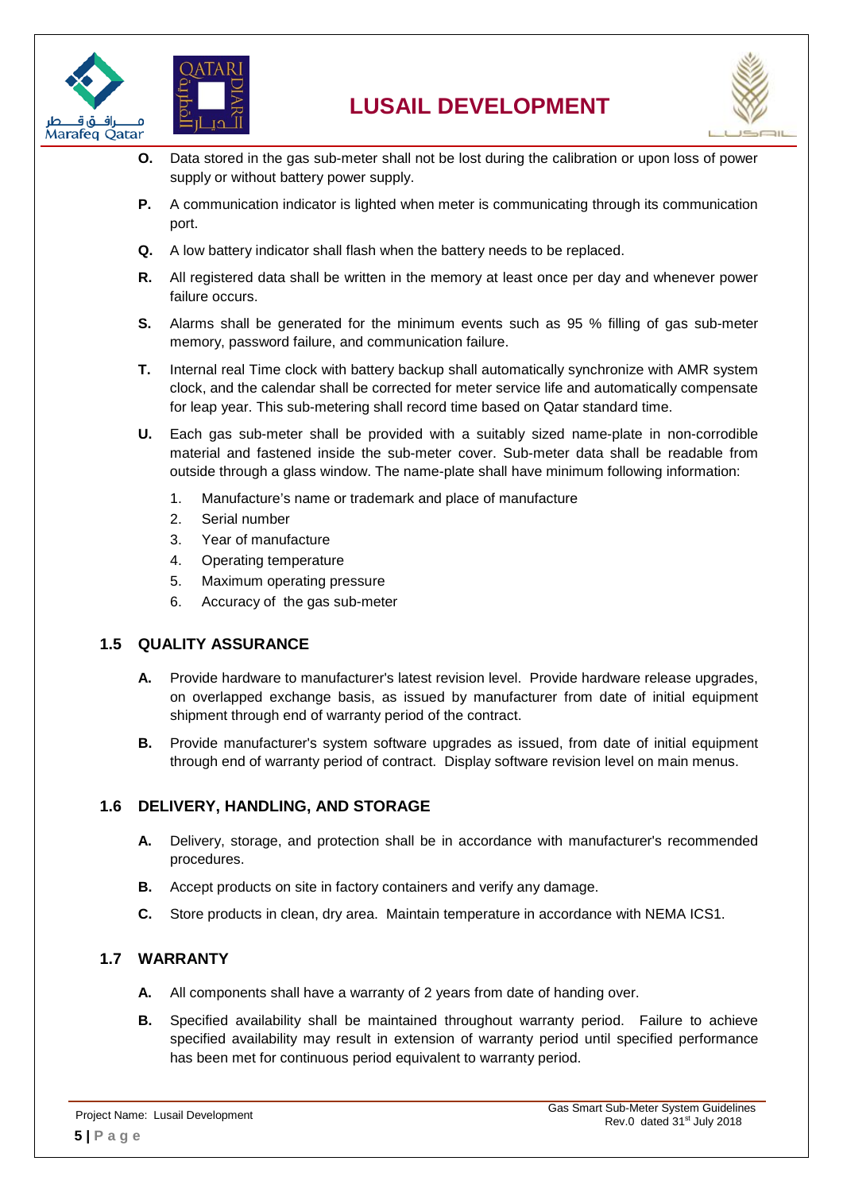**O.** Data stored in the gas sub-meter shall not be lost during the calibration or upon loss of power supply or without battery power supply.

**P.** A communication indicator is lighted when meter is communicating through its communication port.

**Q.** A low battery indicator shall flash when the battery needs to be replaced.

**R.** All registered data shall be written in the memory at least once per day and whenever power failure occurs.

**S.** Alarms shall be generated for the minimum events such as 95 % filling of gas sub-meter memory, password failure, and communication failure.

**T.** Internal real Time clock with battery backup shall automatically synchronize with AMR system clock, and the calendar shall be corrected for meter service life and automatically compensate for leap year. This sub-metering shall record time based on Qatar standard time.

**U.** Each gas sub-meter shall be provided with a suitably sized name-plate in non-corrodible material and fastened inside the sub-meter cover. Sub-meter data shall be readable from outside through a glass window. The name-plate shall have minimum following information:

1. Manufacture's name or trademark and place of manufacture
2. Serial number
3. Year of manufacture
4. Operating temperature
5. Maximum operating pressure
6. Accuracy of the gas sub-meter

## 1.5 QUALITY ASSURANCE

**A.** Provide hardware to manufacturer's latest revision level. Provide hardware release upgrades, on overlapped exchange basis, as issued by manufacturer from date of initial equipment shipment through end of warranty period of the contract.

**B.** Provide manufacturer's system software upgrades as issued, from date of initial equipment through end of warranty period of contract. Display software revision level on main menus.

## 1.6 DELIVERY, HANDLING, AND STORAGE

**A.** Delivery, storage, and protection shall be in accordance with manufacturer's recommended procedures.

**B.** Accept products on site in factory containers and verify any damage.

**C.** Store products in clean, dry area. Maintain temperature in accordance with NEMA ICS1.

## 1.7 WARRANTY

**A.** All components shall have a warranty of 2 years from date of handing over.

**B.** Specified availability shall be maintained throughout warranty period. Failure to achieve specified availability may result in extension of warranty period until specified performance has been met for continuous period equivalent to warranty period.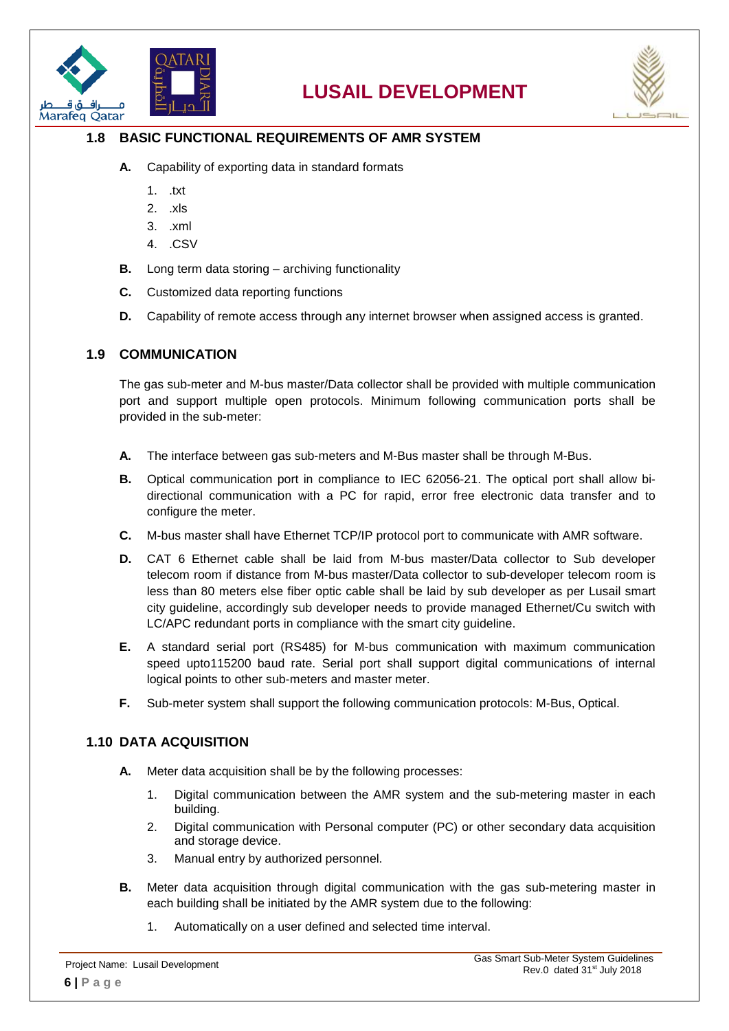## 1.8 BASIC FUNCTIONAL REQUIREMENTS OF AMR SYSTEM

**A.** Capability of exporting data in standard formats

1. .txt
2. .xls
3. .xml
4. .CSV

**B.** Long term data storing – archiving functionality

**C.** Customized data reporting functions

**D.** Capability of remote access through any internet browser when assigned access is granted.

## 1.9 COMMUNICATION

The gas sub-meter and M-bus master/Data collector shall be provided with multiple communication port and support multiple open protocols. Minimum following communication ports shall be provided in the sub-meter:

**A.** The interface between gas sub-meters and M-Bus master shall be through M-Bus.

**B.** Optical communication port in compliance to IEC 62056-21. The optical port shall allow bi-directional communication with a PC for rapid, error free electronic data transfer and to configure the meter.

**C.** M-bus master shall have Ethernet TCP/IP protocol port to communicate with AMR software.

**D.** CAT 6 Ethernet cable shall be laid from M-bus master/Data collector to Sub developer telecom room if distance from M-bus master/Data collector to sub-developer telecom room is less than 80 meters else fiber optic cable shall be laid by sub developer as per Lusail smart city guideline, accordingly sub developer needs to provide managed Ethernet/Cu switch with LC/APC redundant ports in compliance with the smart city guideline.

**E.** A standard serial port (RS485) for M-bus communication with maximum communication speed upto115200 baud rate. Serial port shall support digital communications of internal logical points to other sub-meters and master meter.

**F.** Sub-meter system shall support the following communication protocols: M-Bus, Optical.

## 1.10 DATA ACQUISITION

**A.** Meter data acquisition shall be by the following processes:

1. Digital communication between the AMR system and the sub-metering master in each building.
2. Digital communication with Personal computer (PC) or other secondary data acquisition and storage device.
3. Manual entry by authorized personnel.

**B.** Meter data acquisition through digital communication with the gas sub-metering master in each building shall be initiated by the AMR system due to the following:

1. Automatically on a user defined and selected time interval.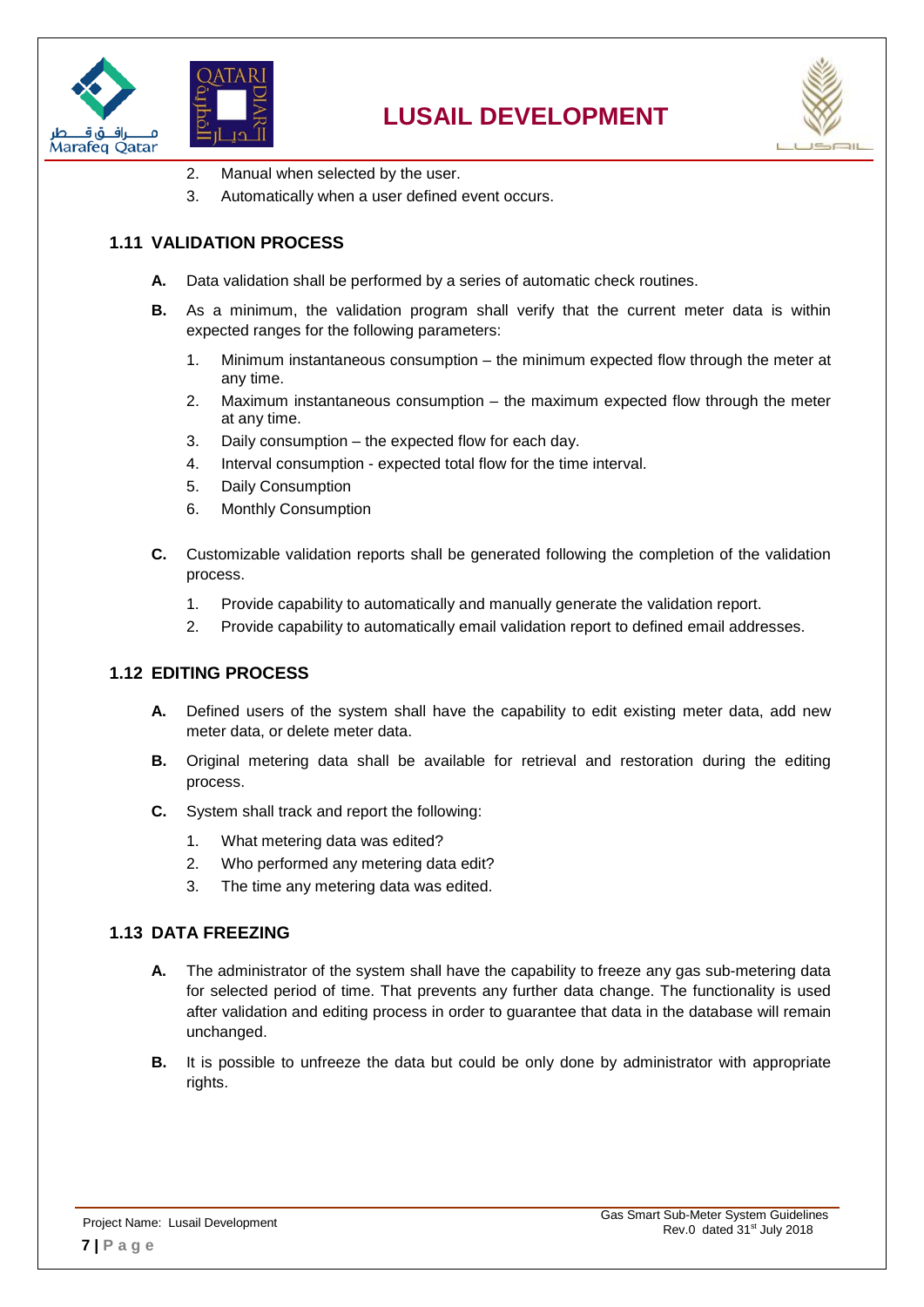2. Manual when selected by the user.
3. Automatically when a user defined event occurs.

## 1.11 VALIDATION PROCESS

**A.** Data validation shall be performed by a series of automatic check routines.

**B.** As a minimum, the validation program shall verify that the current meter data is within expected ranges for the following parameters:

1. Minimum instantaneous consumption – the minimum expected flow through the meter at any time.
2. Maximum instantaneous consumption – the maximum expected flow through the meter at any time.
3. Daily consumption – the expected flow for each day.
4. Interval consumption - expected total flow for the time interval.
5. Daily Consumption
6. Monthly Consumption

**C.** Customizable validation reports shall be generated following the completion of the validation process.

1. Provide capability to automatically and manually generate the validation report.
2. Provide capability to automatically email validation report to defined email addresses.

## 1.12 EDITING PROCESS

**A.** Defined users of the system shall have the capability to edit existing meter data, add new meter data, or delete meter data.

**B.** Original metering data shall be available for retrieval and restoration during the editing process.

**C.** System shall track and report the following:

1. What metering data was edited?
2. Who performed any metering data edit?
3. The time any metering data was edited.

## 1.13 DATA FREEZING

**A.** The administrator of the system shall have the capability to freeze any gas sub-metering data for selected period of time. That prevents any further data change. The functionality is used after validation and editing process in order to guarantee that data in the database will remain unchanged.

**B.** It is possible to unfreeze the data but could be only done by administrator with appropriate rights.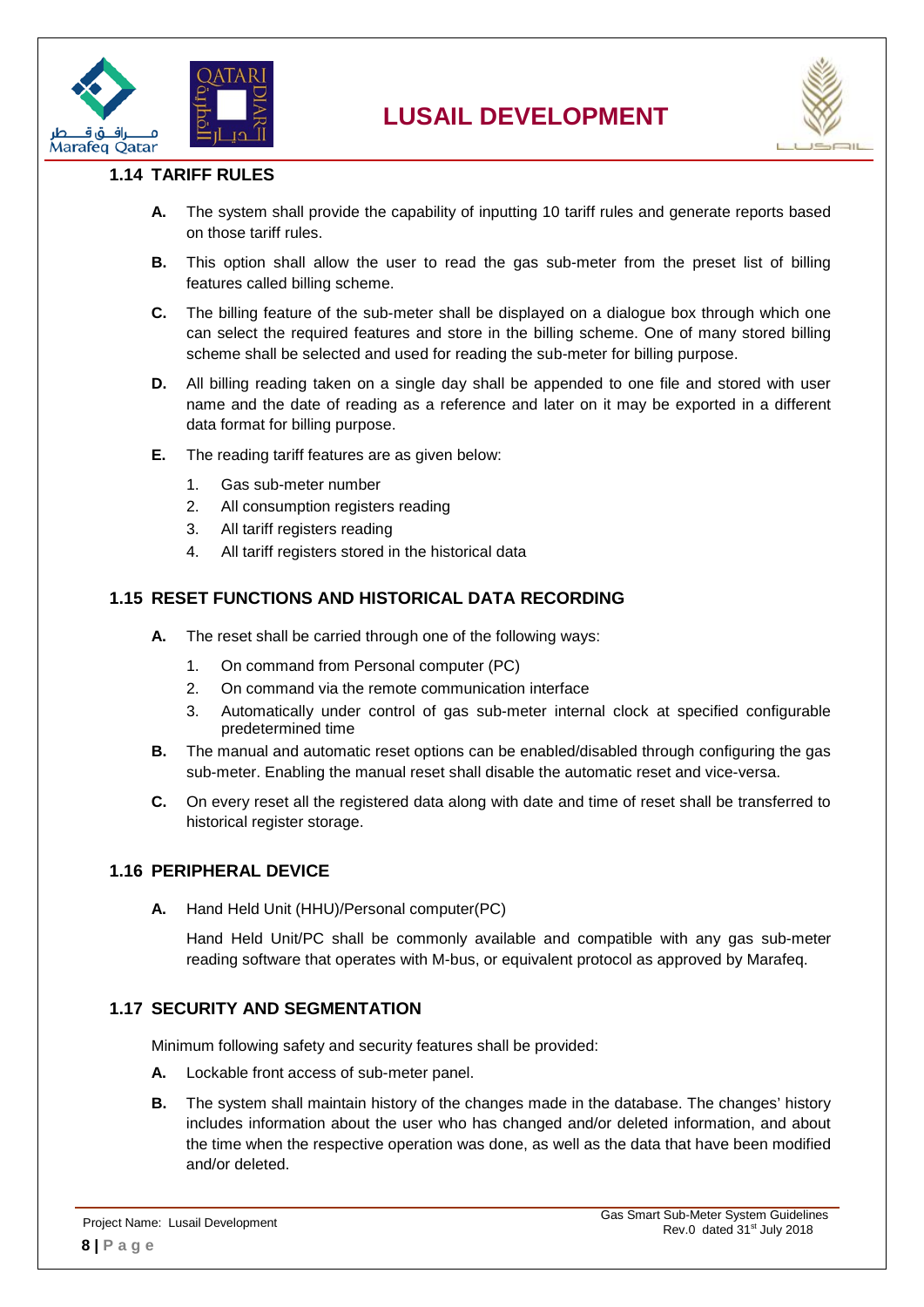## 1.14 TARIFF RULES

**A.** The system shall provide the capability of inputting 10 tariff rules and generate reports based on those tariff rules.

**B.** This option shall allow the user to read the gas sub-meter from the preset list of billing features called billing scheme.

**C.** The billing feature of the sub-meter shall be displayed on a dialogue box through which one can select the required features and store in the billing scheme. One of many stored billing scheme shall be selected and used for reading the sub-meter for billing purpose.

**D.** All billing reading taken on a single day shall be appended to one file and stored with user name and the date of reading as a reference and later on it may be exported in a different data format for billing purpose.

**E.** The reading tariff features are as given below:

1. Gas sub-meter number
2. All consumption registers reading
3. All tariff registers reading
4. All tariff registers stored in the historical data

## 1.15 RESET FUNCTIONS AND HISTORICAL DATA RECORDING

**A.** The reset shall be carried through one of the following ways:

1. On command from Personal computer (PC)
2. On command via the remote communication interface
3. Automatically under control of gas sub-meter internal clock at specified configurable predetermined time

**B.** The manual and automatic reset options can be enabled/disabled through configuring the gas sub-meter. Enabling the manual reset shall disable the automatic reset and vice-versa.

**C.** On every reset all the registered data along with date and time of reset shall be transferred to historical register storage.

## 1.16 PERIPHERAL DEVICE

**A.** Hand Held Unit (HHU)/Personal computer(PC)

Hand Held Unit/PC shall be commonly available and compatible with any gas sub-meter reading software that operates with M-bus, or equivalent protocol as approved by Marafeq.

## 1.17 SECURITY AND SEGMENTATION

Minimum following safety and security features shall be provided:

**A.** Lockable front access of sub-meter panel.

**B.** The system shall maintain history of the changes made in the database. The changes' history includes information about the user who has changed and/or deleted information, and about the time when the respective operation was done, as well as the data that have been modified and/or deleted.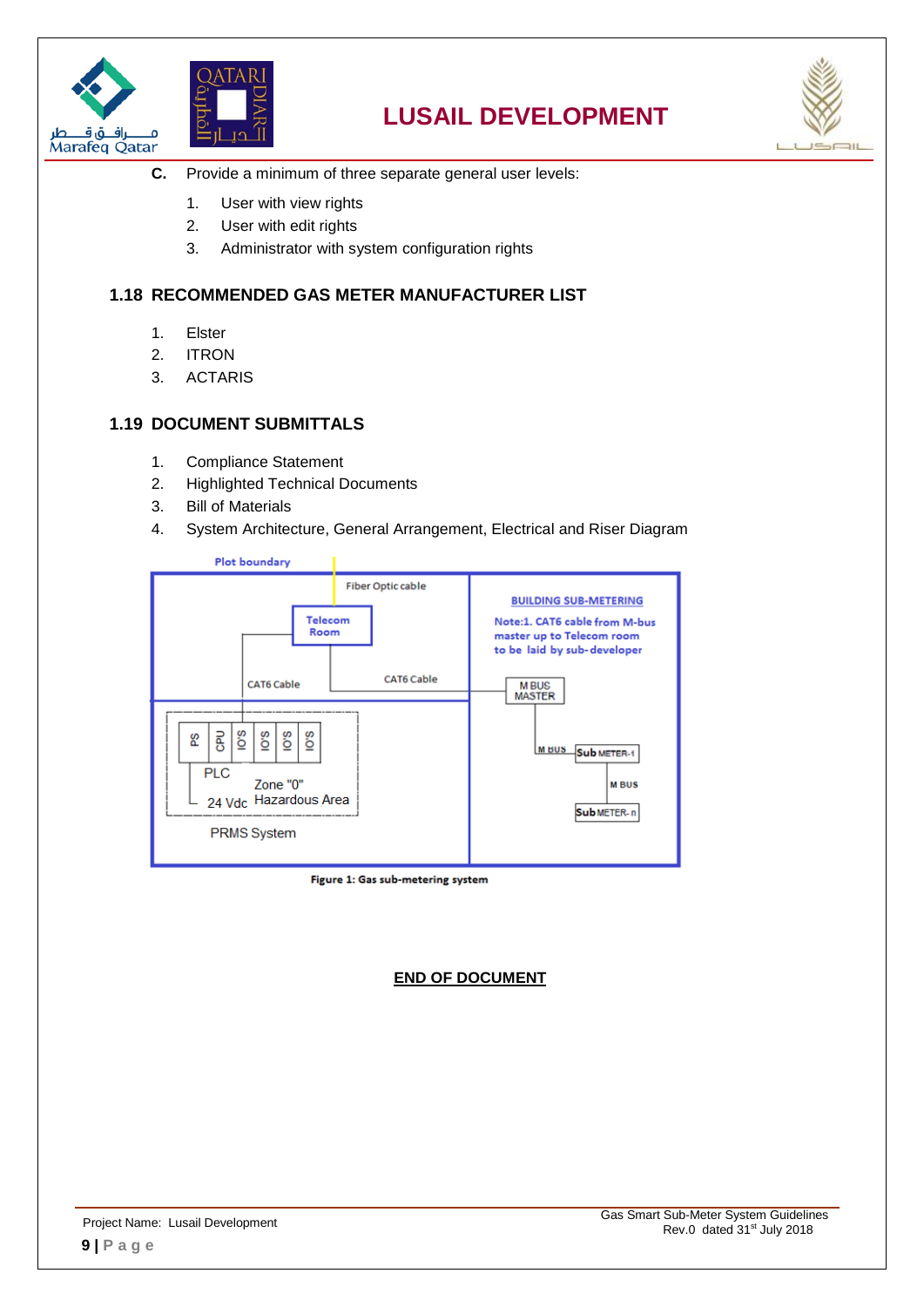C. Provide a minimum of three separate general user levels:

1. User with view rights
2. User with edit rights
3. Administrator with system configuration rights

## 1.18 RECOMMENDED GAS METER MANUFACTURER LIST

1. Elster
2. ITRON
3. ACTARIS

## 1.19 DOCUMENT SUBMITTALS

1. Compliance Statement
2. Highlighted Technical Documents
3. Bill of Materials
4. System Architecture, General Arrangement, Electrical and Riser Diagram

Plot boundary

Fiber Optic cable

Telecom Room

CAT6 Cable

CAT6 Cable

BUILDING SUB-METERING

Note:1. CAT6 cable from M-bus master up to Telecom room to be laid by sub-developer

M BUS MASTER

PS CPU IO'S IO'S IO'S IO'S

PLC

Zone "0" Hazardous Area

24 Vdc

PRMS System

M BUS

Sub METER-1

M BUS

Sub METER-n

Figure 1: Gas sub-metering system

**END OF DOCUMENT**